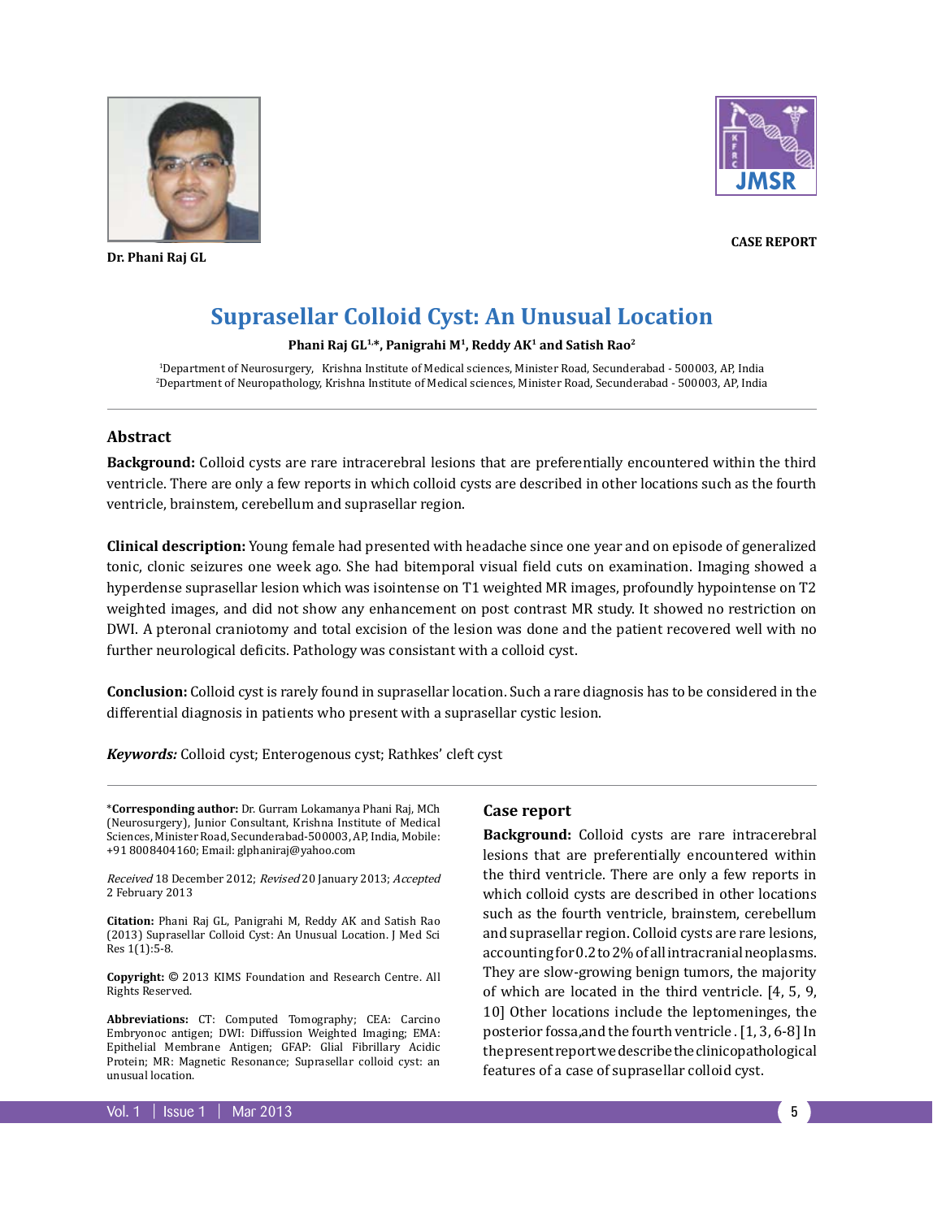Dr. Phani Raj GL

CASE REPORT

# Suprasellar Colloid Cyst: An Unusual Location

**Phani Raj GL[1,*], Panigrahi M[1], Reddy AK[1] and Satish Rao[2]**

[1]Department of Neurosurgery, Krishna Institute of Medical sciences, Minister Road, Secunderabad - 500003, AP, India
[2]Department of Neuropathology, Krishna Institute of Medical sciences, Minister Road, Secunderabad - 500003, AP, India

## Abstract

**Background:** Colloid cysts are rare intracerebral lesions that are preferentially encountered within the third ventricle. There are only a few reports in which colloid cysts are described in other locations such as the fourth ventricle, brainstem, cerebellum and suprasellar region.

**Clinical description:** Young female had presented with headache since one year and on episode of generalized tonic, clonic seizures one week ago. She had bitemporal visual field cuts on examination. Imaging showed a hyperdense suprasellar lesion which was isointense on T1 weighted MR images, profoundly hypointense on T2 weighted images, and did not show any enhancement on post contrast MR study. It showed no restriction on DWI. A pteronal craniotomy and total excision of the lesion was done and the patient recovered well with no further neurological deficits. Pathology was consistant with a colloid cyst.

**Conclusion:** Colloid cyst is rarely found in suprasellar location. Such a rare diagnosis has to be considered in the differential diagnosis in patients who present with a suprasellar cystic lesion.

***Keywords:*** Colloid cyst; Enterogenous cyst; Rathkes' cleft cyst

*\*Corresponding author:* Dr. Gurram Lokamanya Phani Raj, MCh (Neurosurgery), Junior Consultant, Krishna Institute of Medical Sciences, Minister Road, Secunderabad-500003, AP, India, Mobile: +91 8008404160; Email: glphaniraj@yahoo.com

*Received* 18 December 2012; *Revised* 20 January 2013; *Accepted* 2 February 2013

**Citation:** Phani Raj GL, Panigrahi M, Reddy AK and Satish Rao (2013) Suprasellar Colloid Cyst: An Unusual Location. J Med Sci Res 1(1):5-8.

**Copyright:** © 2013 KIMS Foundation and Research Centre. All Rights Reserved.

**Abbreviations:** CT: Computed Tomography; CEA: Carcino Embryonoc antigen; DWI: Diffussion Weighted Imaging; EMA: Epithelial Membrane Antigen; GFAP: Glial Fibrillary Acidic Protein; MR: Magnetic Resonance; Suprasellar colloid cyst: an unusual location.

## Case report

**Background:** Colloid cysts are rare intracerebral lesions that are preferentially encountered within the third ventricle. There are only a few reports in which colloid cysts are described in other locations such as the fourth ventricle, brainstem, cerebellum and suprasellar region. Colloid cysts are rare lesions, accounting for 0.2 to 2% of all intracranial neoplasms. They are slow-growing benign tumors, the majority of which are located in the third ventricle. [4, 5, 9, 10] Other locations include the leptomeninges, the posterior fossa,and the fourth ventricle . [1, 3, 6-8] In the present report we describe the clinicopathological features of a case of suprasellar colloid cyst.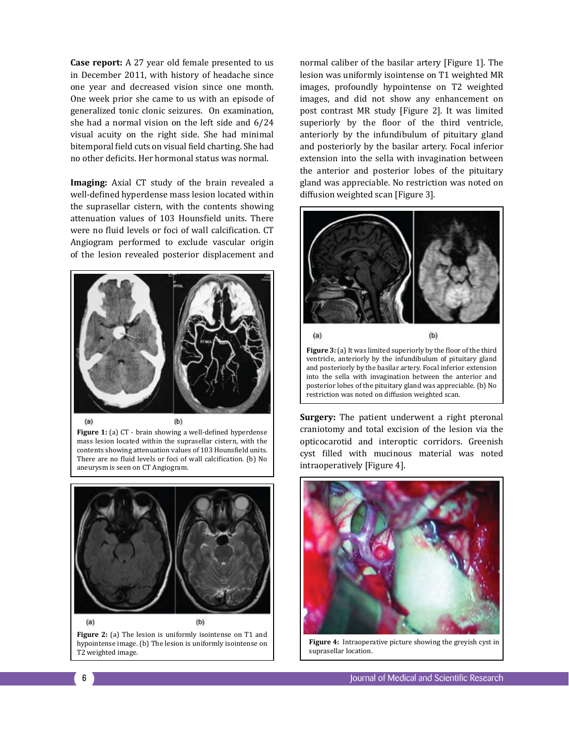**Case report:** A 27 year old female presented to us in December 2011, with history of headache since one year and decreased vision since one month. One week prior she came to us with an episode of generalized tonic clonic seizures. On examination, she had a normal vision on the left side and 6/24 visual acuity on the right side. She had minimal bitemporal field cuts on visual field charting. She had no other deficits. Her hormonal status was normal.

**Imaging:** Axial CT study of the brain revealed a well-defined hyperdense mass lesion located within the suprasellar cistern, with the contents showing attenuation values of 103 Hounsfield units. There were no fluid levels or foci of wall calcification. CT Angiogram performed to exclude vascular origin of the lesion revealed posterior displacement and normal caliber of the basilar artery [Figure 1]. The lesion was uniformly isointense on T1 weighted MR images, profoundly hypointense on T2 weighted images, and did not show any enhancement on post contrast MR study [Figure 2]. It was limited superiorly by the floor of the third ventricle, anteriorly by the infundibulum of pituitary gland and posteriorly by the basilar artery. Focal inferior extension into the sella with invagination between the anterior and posterior lobes of the pituitary gland was appreciable. No restriction was noted on diffusion weighted scan [Figure 3].

**Figure 1:** (a) CT - brain showing a well-defined hyperdense mass lesion located within the suprasellar cistern, with the contents showing attenuation values of 103 Hounsfield units. There are no fluid levels or foci of wall calcification. (b) No aneurysm is seen on CT Angiogram.

**Figure 2:** (a) The lesion is uniformly isointense on T1 and hypointense image. (b) The lesion is uniformly isointense on T2 weighted image.

**Figure 3:** (a) It was limited superiorly by the floor of the third ventricle, anteriorly by the infundibulum of pituitary gland and posteriorly by the basilar artery. Focal inferior extension into the sella with invagination between the anterior and posterior lobes of the pituitary gland was appreciable. (b) No restriction was noted on diffusion weighted scan.

**Surgery:** The patient underwent a right pteronal craniotomy and total excision of the lesion via the opticocarotid and interoptic corridors. Greenish cyst filled with mucinous material was noted intraoperatively [Figure 4].

**Figure 4:** Intraoperative picture showing the greyish cyst in suprasellar location.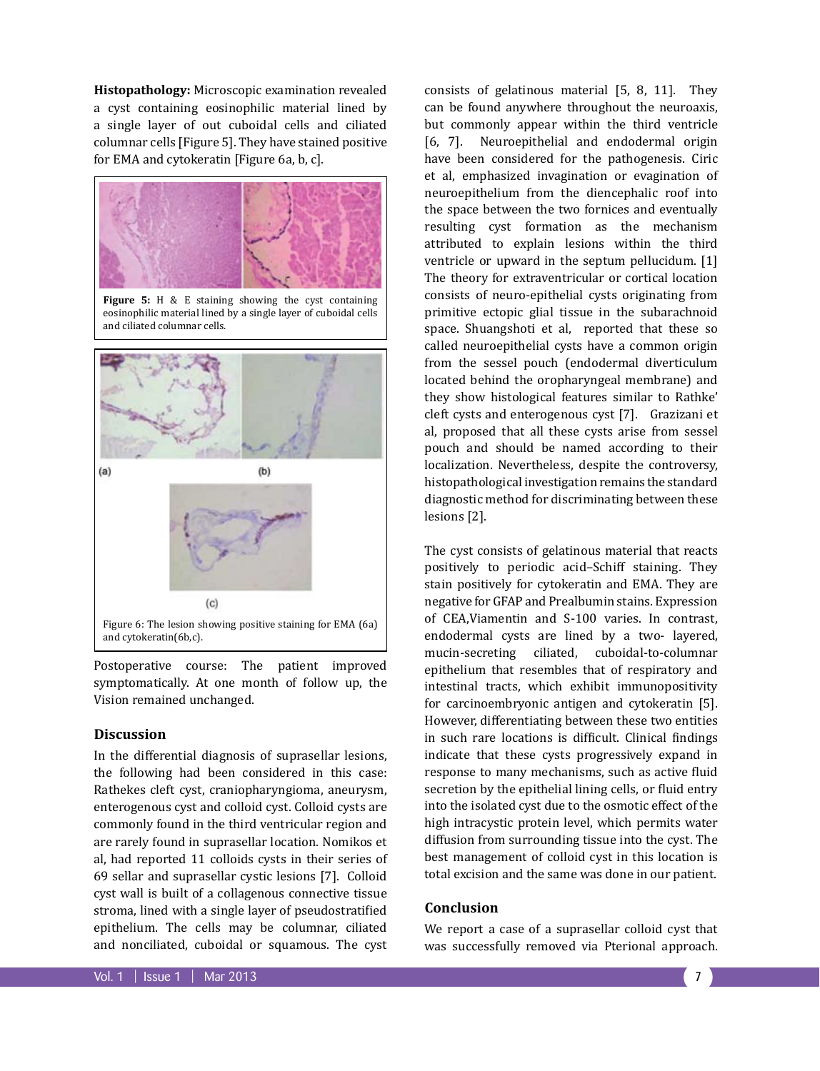**Histopathology:** Microscopic examination revealed a cyst containing eosinophilic material lined by a single layer of out cuboidal cells and ciliated columnar cells [Figure 5]. They have stained positive for EMA and cytokeratin [Figure 6a, b, c].

**Figure 5:** H & E staining showing the cyst containing eosinophilic material lined by a single layer of cuboidal cells and ciliated columnar cells.

(a) (b)

(c)

Figure 6: The lesion showing positive staining for EMA (6a) and cytokeratin(6b,c).

Postoperative course: The patient improved symptomatically. At one month of follow up, the Vision remained unchanged.

## Discussion

In the differential diagnosis of suprasellar lesions, the following had been considered in this case: Rathekes cleft cyst, craniopharyngioma, aneurysm, enterogenous cyst and colloid cyst. Colloid cysts are commonly found in the third ventricular region and are rarely found in suprasellar location. Nomikos et al, had reported 11 colloids cysts in their series of 69 sellar and suprasellar cystic lesions [7]. Colloid cyst wall is built of a collagenous connective tissue stroma, lined with a single layer of pseudostratified epithelium. The cells may be columnar, ciliated and nonciliated, cuboidal or squamous. The cyst consists of gelatinous material [5, 8, 11]. They can be found anywhere throughout the neuroaxis, but commonly appear within the third ventricle [6, 7]. Neuroepithelial and endodermal origin have been considered for the pathogenesis. Ciric et al, emphasized invagination or evagination of neuroepithelium from the diencephalic roof into the space between the two fornices and eventually resulting cyst formation as the mechanism attributed to explain lesions within the third ventricle or upward in the septum pellucidum. [1] The theory for extraventricular or cortical location consists of neuro-epithelial cysts originating from primitive ectopic glial tissue in the subarachnoid space. Shuangshoti et al, reported that these so called neuroepithelial cysts have a common origin from the sessel pouch (endodermal diverticulum located behind the oropharyngeal membrane) and they show histological features similar to Rathke' cleft cysts and enterogenous cyst [7]. Grazizani et al, proposed that all these cysts arise from sessel pouch and should be named according to their localization. Nevertheless, despite the controversy, histopathological investigation remains the standard diagnostic method for discriminating between these lesions [2].

The cyst consists of gelatinous material that reacts positively to periodic acid–Schiff staining. They stain positively for cytokeratin and EMA. They are negative for GFAP and Prealbumin stains. Expression of CEA,Viamentin and S-100 varies. In contrast, endodermal cysts are lined by a two- layered, mucin-secreting ciliated, cuboidal-to-columnar epithelium that resembles that of respiratory and intestinal tracts, which exhibit immunopositivity for carcinoembryonic antigen and cytokeratin [5]. However, differentiating between these two entities in such rare locations is difficult. Clinical findings indicate that these cysts progressively expand in response to many mechanisms, such as active fluid secretion by the epithelial lining cells, or fluid entry into the isolated cyst due to the osmotic effect of the high intracystic protein level, which permits water diffusion from surrounding tissue into the cyst. The best management of colloid cyst in this location is total excision and the same was done in our patient.

## Conclusion

We report a case of a suprasellar colloid cyst that was successfully removed via Pterional approach.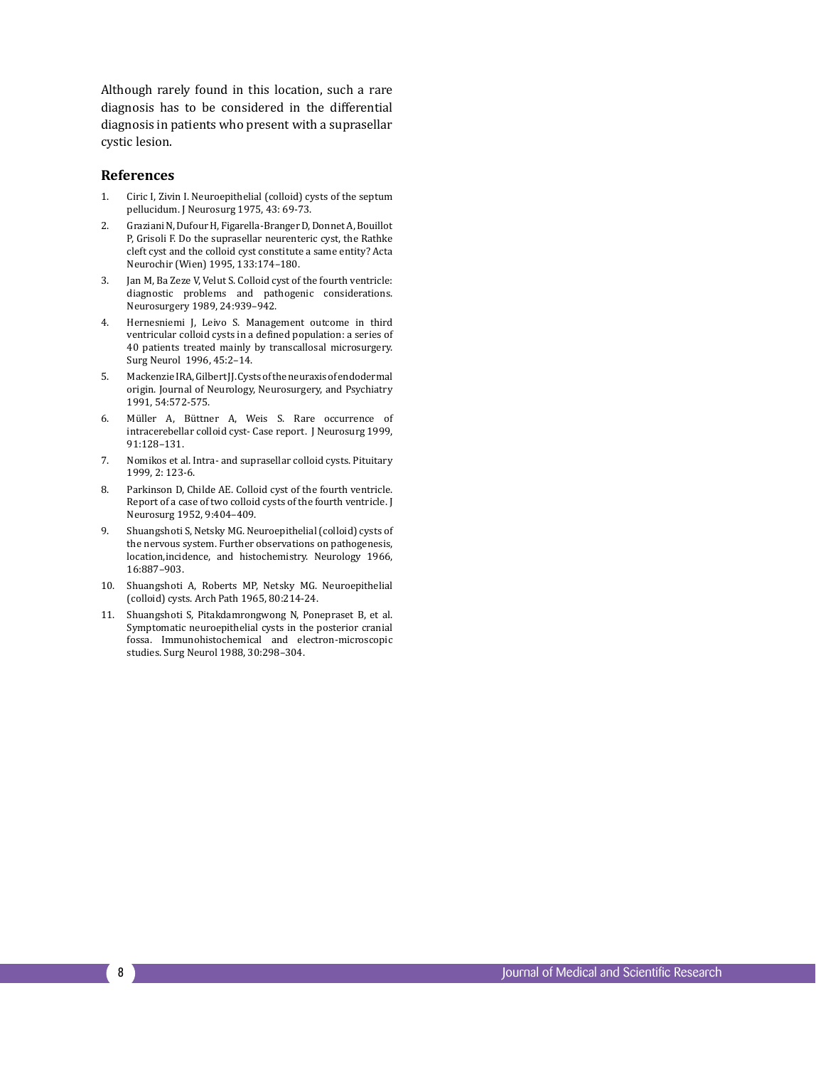Although rarely found in this location, such a rare diagnosis has to be considered in the differential diagnosis in patients who present with a suprasellar cystic lesion.

## References

1. Ciric I, Zivin I. Neuroepithelial (colloid) cysts of the septum pellucidum. J Neurosurg 1975, 43: 69-73.
2. Graziani N, Dufour H, Figarella-Branger D, Donnet A, Bouillot P, Grisoli F. Do the suprasellar neurenteric cyst, the Rathke cleft cyst and the colloid cyst constitute a same entity? Acta Neurochir (Wien) 1995, 133:174–180.
3. Jan M, Ba Zeze V, Velut S. Colloid cyst of the fourth ventricle: diagnostic problems and pathogenic considerations. Neurosurgery 1989, 24:939–942.
4. Hernesniemi J, Leivo S. Management outcome in third ventricular colloid cysts in a defined population: a series of 40 patients treated mainly by transcallosal microsurgery. Surg Neurol 1996, 45:2–14.
5. Mackenzie IRA, Gilbert JJ. Cysts of the neuraxis of endodermal origin. Journal of Neurology, Neurosurgery, and Psychiatry 1991, 54:572-575.
6. Müller A, Büttner A, Weis S. Rare occurrence of intracerebellar colloid cyst- Case report. J Neurosurg 1999, 91:128–131.
7. Nomikos et al. Intra- and suprasellar colloid cysts. Pituitary 1999, 2: 123-6.
8. Parkinson D, Childe AE. Colloid cyst of the fourth ventricle. Report of a case of two colloid cysts of the fourth ventricle. J Neurosurg 1952, 9:404–409.
9. Shuangshoti S, Netsky MG. Neuroepithelial (colloid) cysts of the nervous system. Further observations on pathogenesis, location,incidence, and histochemistry. Neurology 1966, 16:887–903.
10. Shuangshoti A, Roberts MP, Netsky MG. Neuroepithelial (colloid) cysts. Arch Path 1965, 80:214-24.
11. Shuangshoti S, Pitakdamrongwong N, Ponepraset B, et al. Symptomatic neuroepithelial cysts in the posterior cranial fossa. Immunohistochemical and electron-microscopic studies. Surg Neurol 1988, 30:298–304.